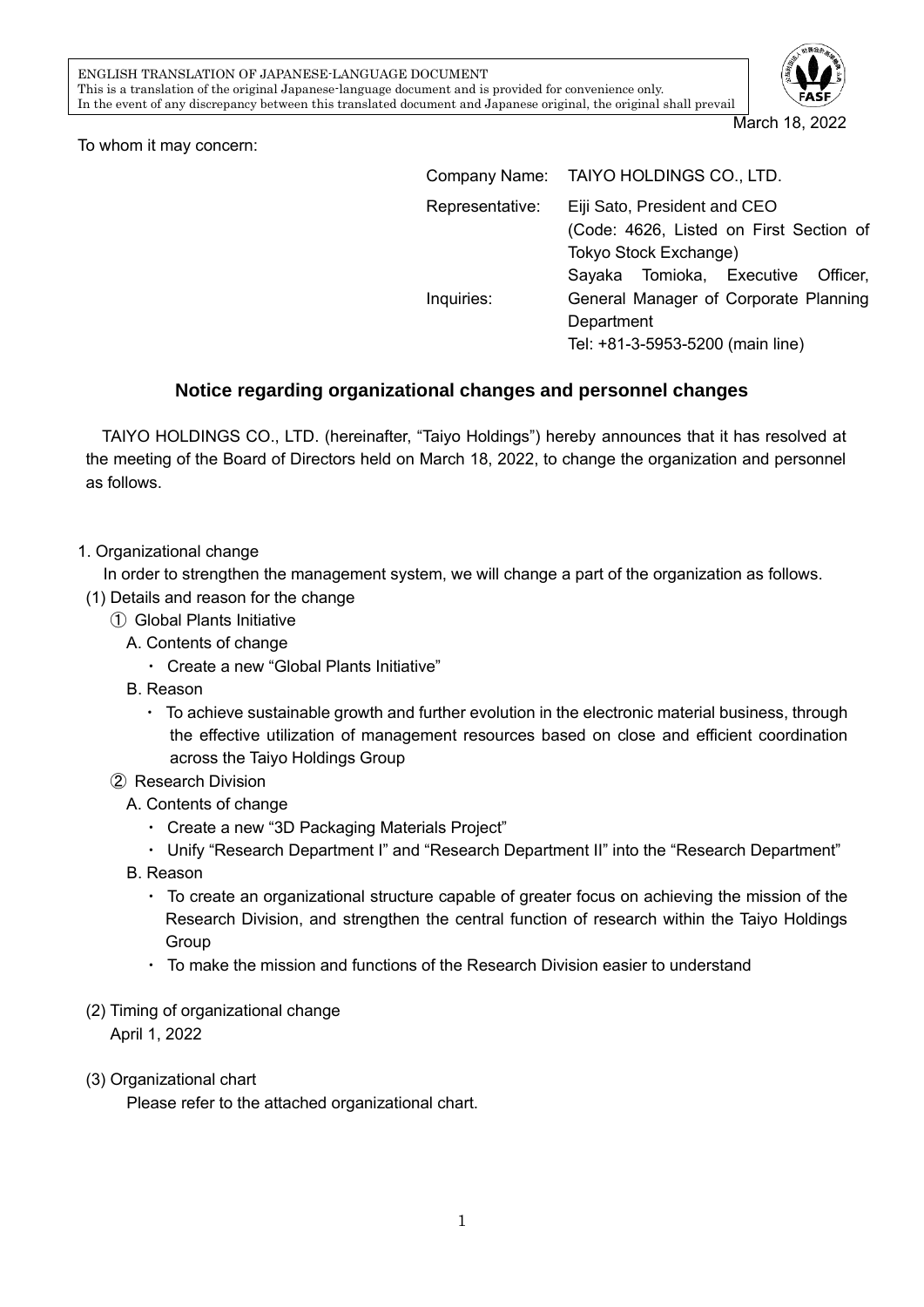ENGLISH TRANSLATION OF JAPANESE-LANGUAGE DOCUMENT
This is a translation of the original Japanese-language document and is provided for convenience only.
In the event of any discrepancy between this translated document and Japanese original, the original shall prevail

March 18, 2022

To whom it may concern:

| | |
|---|---|
| Company Name: | TAIYO HOLDINGS CO., LTD. |
| Representative: | Eiji Sato, President and CEO (Code: 4626, Listed on First Section of Tokyo Stock Exchange) |
| Inquiries: | Sayaka Tomioka, Executive Officer, General Manager of Corporate Planning Department<br>Tel: +81-3-5953-5200 (main line) |

## Notice regarding organizational changes and personnel changes

TAIYO HOLDINGS CO., LTD. (hereinafter, "Taiyo Holdings") hereby announces that it has resolved at the meeting of the Board of Directors held on March 18, 2022, to change the organization and personnel as follows.

1. Organizational change

In order to strengthen the management system, we will change a part of the organization as follows.

(1) Details and reason for the change

① Global Plants Initiative

A. Contents of change

- Create a new "Global Plants Initiative"

B. Reason

- To achieve sustainable growth and further evolution in the electronic material business, through the effective utilization of management resources based on close and efficient coordination across the Taiyo Holdings Group

② Research Division

A. Contents of change

- Create a new "3D Packaging Materials Project"
- Unify "Research Department I" and "Research Department II" into the "Research Department"

B. Reason

- To create an organizational structure capable of greater focus on achieving the mission of the Research Division, and strengthen the central function of research within the Taiyo Holdings Group
- To make the mission and functions of the Research Division easier to understand

(2) Timing of organizational change

April 1, 2022

(3) Organizational chart

Please refer to the attached organizational chart.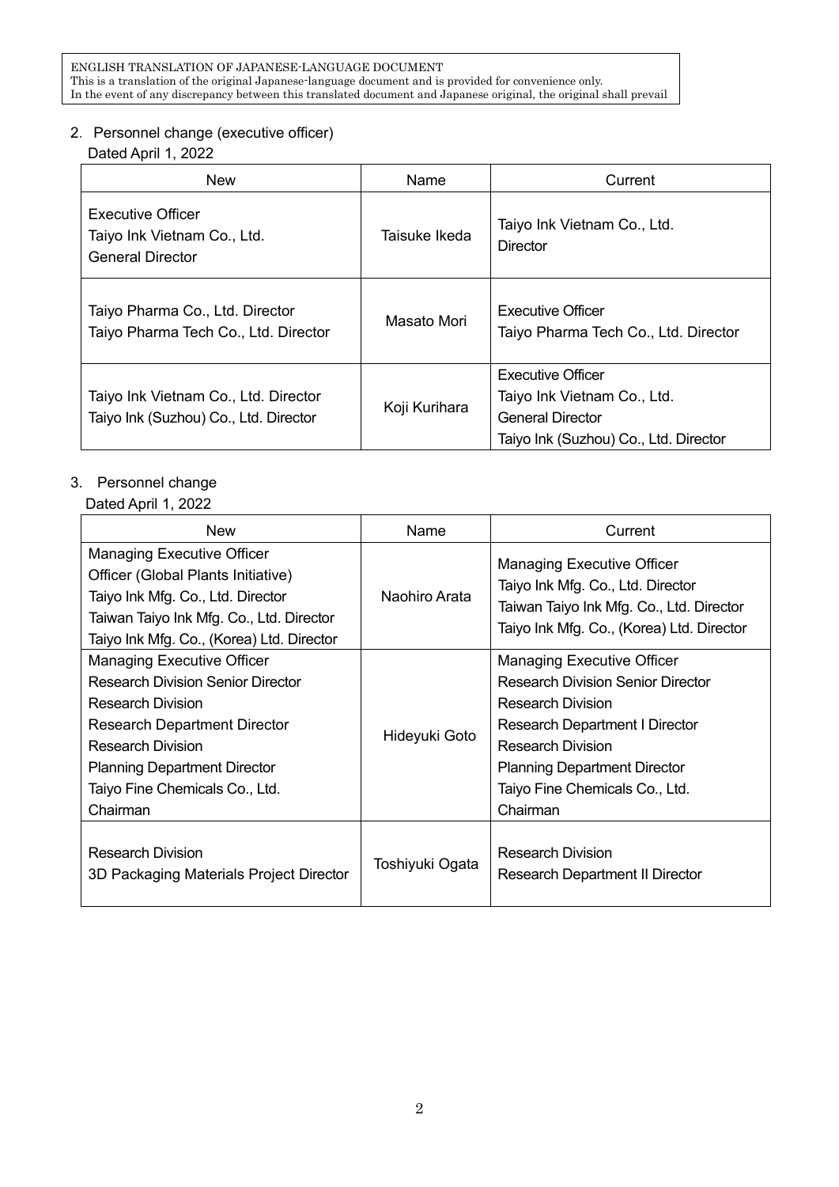ENGLISH TRANSLATION OF JAPANESE-LANGUAGE DOCUMENT
This is a translation of the original Japanese-language document and is provided for convenience only.
In the event of any discrepancy between this translated document and Japanese original, the original shall prevail

2. Personnel change (executive officer)

Dated April 1, 2022

| New | Name | Current |
|---|---|---|
| Executive Officer<br>Taiyo Ink Vietnam Co., Ltd.<br>General Director | Taisuke Ikeda | Taiyo Ink Vietnam Co., Ltd.<br>Director |
| Taiyo Pharma Co., Ltd. Director<br>Taiyo Pharma Tech Co., Ltd. Director | Masato Mori | Executive Officer<br>Taiyo Pharma Tech Co., Ltd. Director |
| Taiyo Ink Vietnam Co., Ltd. Director<br>Taiyo Ink (Suzhou) Co., Ltd. Director | Koji Kurihara | Executive Officer<br>Taiyo Ink Vietnam Co., Ltd.<br>General Director<br>Taiyo Ink (Suzhou) Co., Ltd. Director |

3. Personnel change

Dated April 1, 2022

| New | Name | Current |
|---|---|---|
| Managing Executive Officer<br>Officer (Global Plants Initiative)<br>Taiyo Ink Mfg. Co., Ltd. Director<br>Taiwan Taiyo Ink Mfg. Co., Ltd. Director<br>Taiyo Ink Mfg. Co., (Korea) Ltd. Director | Naohiro Arata | Managing Executive Officer<br>Taiyo Ink Mfg. Co., Ltd. Director<br>Taiwan Taiyo Ink Mfg. Co., Ltd. Director<br>Taiyo Ink Mfg. Co., (Korea) Ltd. Director |
| Managing Executive Officer<br>Research Division Senior Director<br>Research Division<br>Research Department Director<br>Research Division<br>Planning Department Director<br>Taiyo Fine Chemicals Co., Ltd.<br>Chairman | Hideyuki Goto | Managing Executive Officer<br>Research Division Senior Director<br>Research Division<br>Research Department I Director<br>Research Division<br>Planning Department Director<br>Taiyo Fine Chemicals Co., Ltd.<br>Chairman |
| Research Division<br>3D Packaging Materials Project Director | Toshiyuki Ogata | Research Division<br>Research Department II Director |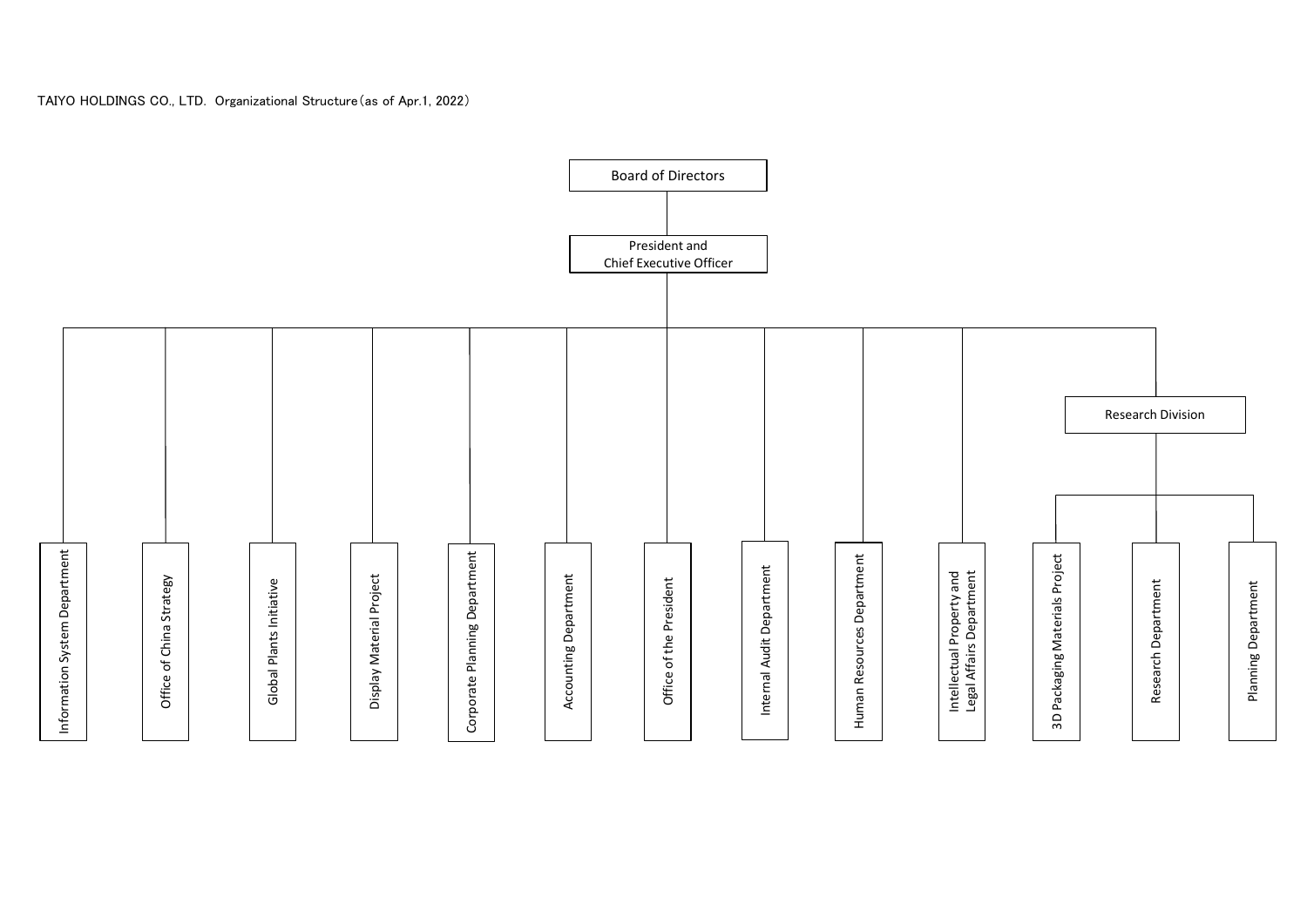TAIYO HOLDINGS CO., LTD.  Organizational Structure（as of Apr.1, 2022）

- Board of Directors
  - President and Chief Executive Officer
    - Information System Department
    - Office of China Strategy
    - Global Plants Initiative
    - Display Material Project
    - Corporate Planning Department
    - Accounting Department
    - Office of the President
    - Internal Audit Department
    - Human Resources Department
    - Intellectual Property and Legal Affairs Department
    - Research Division
      - 3D Packaging Materials Project
      - Research Department
      - Planning Department